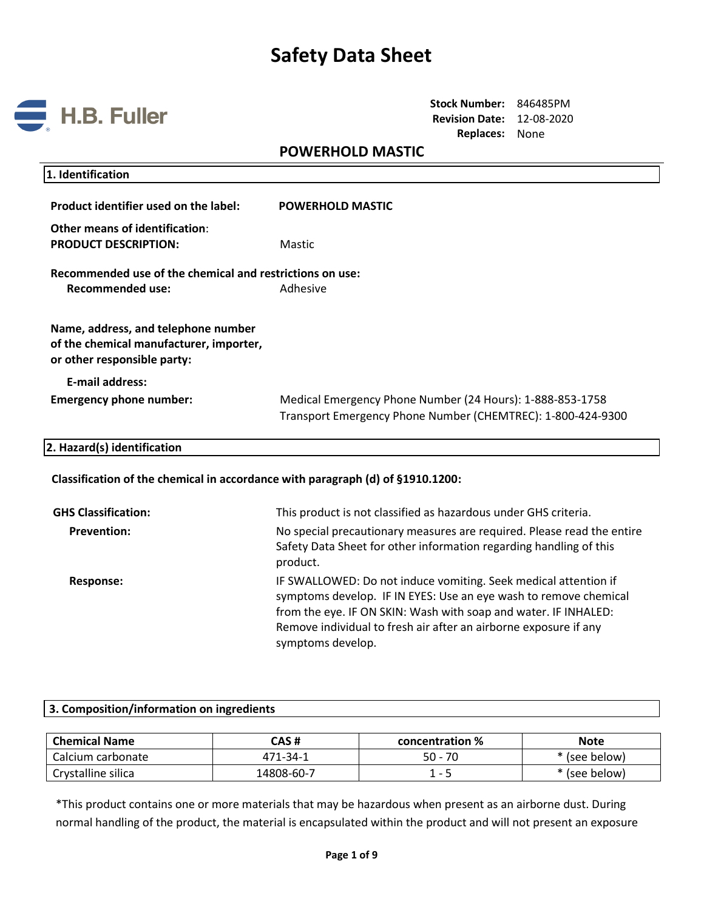# Safety Data Sheet

H.B. Fuller

**Stock Number:** 846485PM
**Revision Date:** 12-08-2020
**Replaces:** None

## POWERHOLD MASTIC

### 1. Identification

**Product identifier used on the label:** **POWERHOLD MASTIC**

**Other means of identification**:
**PRODUCT DESCRIPTION:** Mastic

**Recommended use of the chemical and restrictions on use:**
**Recommended use:** Adhesive

**Name, address, and telephone number of the chemical manufacturer, importer, or other responsible party:**

**E-mail address:**

**Emergency phone number:** Medical Emergency Phone Number (24 Hours): 1-888-853-1758
Transport Emergency Phone Number (CHEMTREC): 1-800-424-9300

### 2. Hazard(s) identification

**Classification of the chemical in accordance with paragraph (d) of §1910.1200:**

**GHS Classification:** This product is not classified as hazardous under GHS criteria.

**Prevention:** No special precautionary measures are required. Please read the entire Safety Data Sheet for other information regarding handling of this product.

**Response:** IF SWALLOWED: Do not induce vomiting. Seek medical attention if symptoms develop. IF IN EYES: Use an eye wash to remove chemical from the eye. IF ON SKIN: Wash with soap and water. IF INHALED: Remove individual to fresh air after an airborne exposure if any symptoms develop.

### 3. Composition/information on ingredients

| Chemical Name | CAS # | concentration % | Note |
|---|---|---|---|
| Calcium carbonate | 471-34-1 | 50 - 70 | * (see below) |
| Crystalline silica | 14808-60-7 | 1 - 5 | * (see below) |

*This product contains one or more materials that may be hazardous when present as an airborne dust. During normal handling of the product, the material is encapsulated within the product and will not present an exposure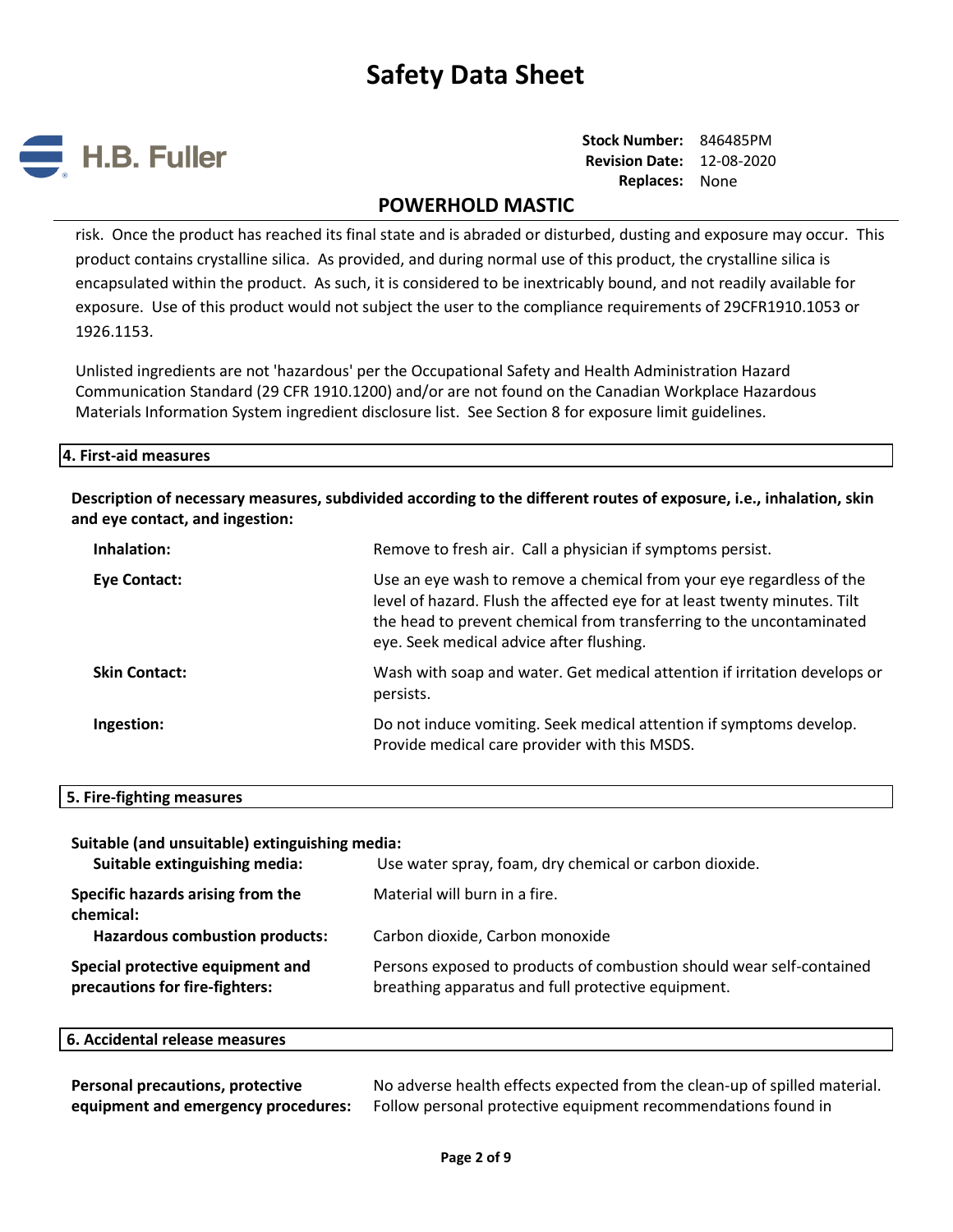risk. Once the product has reached its final state and is abraded or disturbed, dusting and exposure may occur. This product contains crystalline silica. As provided, and during normal use of this product, the crystalline silica is encapsulated within the product. As such, it is considered to be inextricably bound, and not readily available for exposure. Use of this product would not subject the user to the compliance requirements of 29CFR1910.1053 or 1926.1153.

Unlisted ingredients are not 'hazardous' per the Occupational Safety and Health Administration Hazard Communication Standard (29 CFR 1910.1200) and/or are not found on the Canadian Workplace Hazardous Materials Information System ingredient disclosure list. See Section 8 for exposure limit guidelines.

## 4. First-aid measures

**Description of necessary measures, subdivided according to the different routes of exposure, i.e., inhalation, skin and eye contact, and ingestion:**

**Inhalation:** Remove to fresh air. Call a physician if symptoms persist.

**Eye Contact:** Use an eye wash to remove a chemical from your eye regardless of the level of hazard. Flush the affected eye for at least twenty minutes. Tilt the head to prevent chemical from transferring to the uncontaminated eye. Seek medical advice after flushing.

**Skin Contact:** Wash with soap and water. Get medical attention if irritation develops or persists.

**Ingestion:** Do not induce vomiting. Seek medical attention if symptoms develop. Provide medical care provider with this MSDS.

## 5. Fire-fighting measures

**Suitable (and unsuitable) extinguishing media:**

**Suitable extinguishing media:** Use water spray, foam, dry chemical or carbon dioxide.

**Specific hazards arising from the chemical:** Material will burn in a fire.

**Hazardous combustion products:** Carbon dioxide, Carbon monoxide

**Special protective equipment and precautions for fire-fighters:** Persons exposed to products of combustion should wear self-contained breathing apparatus and full protective equipment.

## 6. Accidental release measures

**Personal precautions, protective equipment and emergency procedures:** No adverse health effects expected from the clean-up of spilled material. Follow personal protective equipment recommendations found in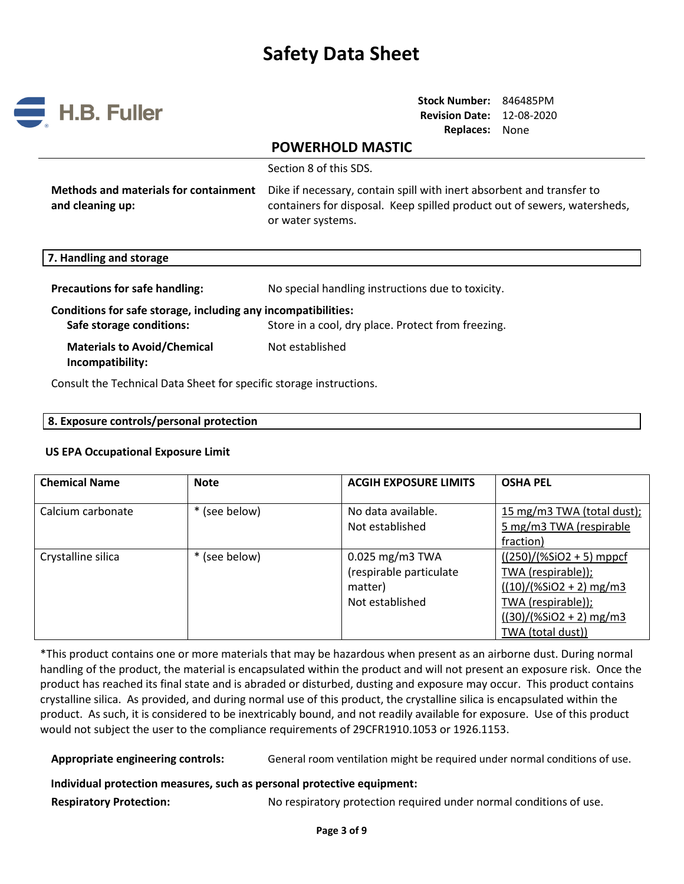Section 8 of this SDS.

**Methods and materials for containment and cleaning up:** Dike if necessary, contain spill with inert absorbent and transfer to containers for disposal. Keep spilled product out of sewers, watersheds, or water systems.

## 7. Handling and storage

**Precautions for safe handling:** No special handling instructions due to toxicity.

**Conditions for safe storage, including any incompatibilities:**

**Safe storage conditions:** Store in a cool, dry place. Protect from freezing.

**Materials to Avoid/Chemical Incompatibility:** Not established

Consult the Technical Data Sheet for specific storage instructions.

## 8. Exposure controls/personal protection

**US EPA Occupational Exposure Limit**

| Chemical Name | Note | ACGIH EXPOSURE LIMITS | OSHA PEL |
| --- | --- | --- | --- |
| Calcium carbonate | * (see below) | No data available.<br>Not established | 15 mg/m3 TWA (total dust);<br>5 mg/m3 TWA (respirable fraction) |
| Crystalline silica | * (see below) | 0.025 mg/m3 TWA (respirable particulate matter)<br>Not established | ((250)/(%SiO2 + 5) mppcf TWA (respirable));<br>((10)/(%SiO2 + 2) mg/m3 TWA (respirable));<br>((30)/(%SiO2 + 2) mg/m3 TWA (total dust)) |

*This product contains one or more materials that may be hazardous when present as an airborne dust. During normal handling of the product, the material is encapsulated within the product and will not present an exposure risk. Once the product has reached its final state and is abraded or disturbed, dusting and exposure may occur. This product contains crystalline silica. As provided, and during normal use of this product, the crystalline silica is encapsulated within the product. As such, it is considered to be inextricably bound, and not readily available for exposure. Use of this product would not subject the user to the compliance requirements of 29CFR1910.1053 or 1926.1153.

**Appropriate engineering controls:** General room ventilation might be required under normal conditions of use.

**Individual protection measures, such as personal protective equipment:**

**Respiratory Protection:** No respiratory protection required under normal conditions of use.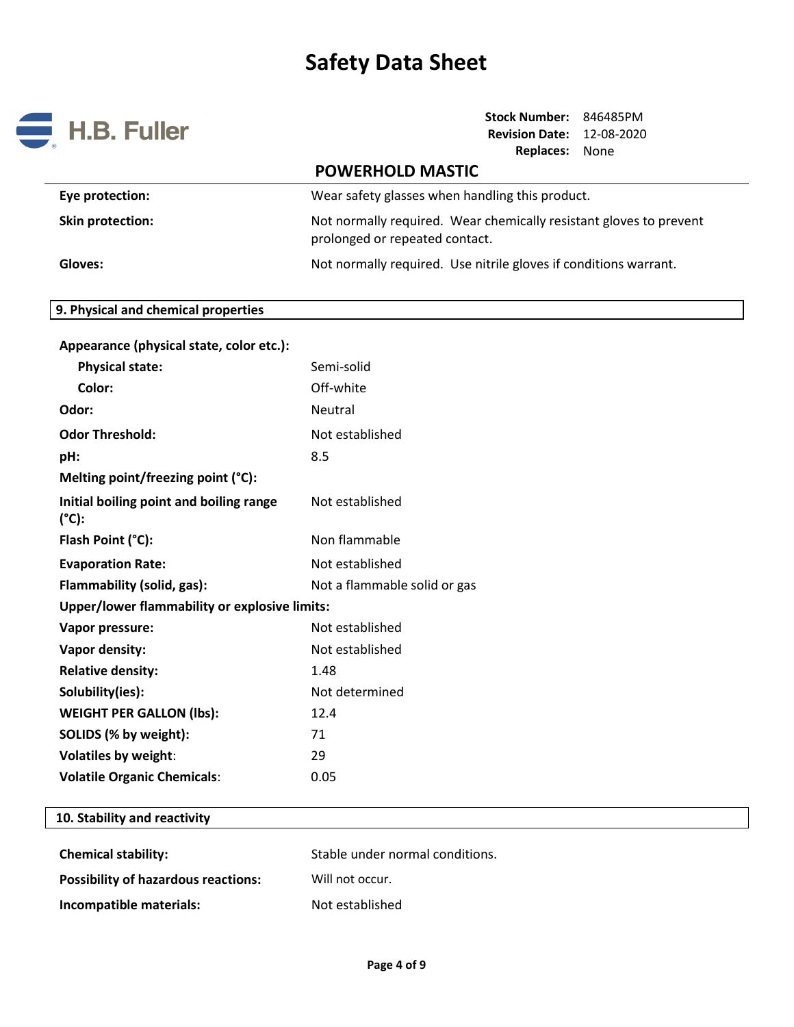| | |
|---|---|
| **Eye protection:** | Wear safety glasses when handling this product. |
| **Skin protection:** | Not normally required. Wear chemically resistant gloves to prevent prolonged or repeated contact. |
| **Gloves:** | Not normally required. Use nitrile gloves if conditions warrant. |

## 9. Physical and chemical properties

| | |
|---|---|
| **Appearance (physical state, color etc.):** | |
| **Physical state:** | Semi-solid |
| **Color:** | Off-white |
| **Odor:** | Neutral |
| **Odor Threshold:** | Not established |
| **pH:** | 8.5 |
| **Melting point/freezing point (°C):** | |
| **Initial boiling point and boiling range (°C):** | Not established |
| **Flash Point (°C):** | Non flammable |
| **Evaporation Rate:** | Not established |
| **Flammability (solid, gas):** | Not a flammable solid or gas |
| **Upper/lower flammability or explosive limits:** | |
| **Vapor pressure:** | Not established |
| **Vapor density:** | Not established |
| **Relative density:** | 1.48 |
| **Solubility(ies):** | Not determined |
| **WEIGHT PER GALLON (lbs):** | 12.4 |
| **SOLIDS (% by weight):** | 71 |
| **Volatiles by weight:** | 29 |
| **Volatile Organic Chemicals:** | 0.05 |

## 10. Stability and reactivity

| | |
|---|---|
| **Chemical stability:** | Stable under normal conditions. |
| **Possibility of hazardous reactions:** | Will not occur. |
| **Incompatible materials:** | Not established |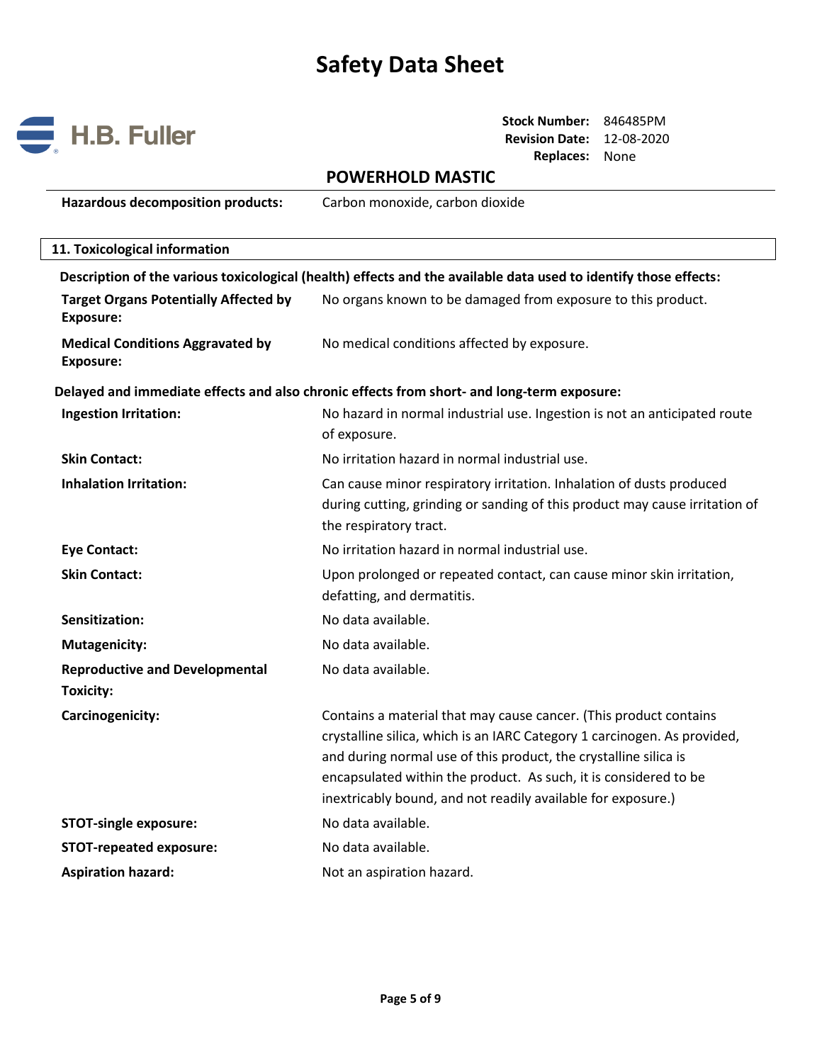| | |
|---|---|
| **Hazardous decomposition products:** | Carbon monoxide, carbon dioxide |

## 11. Toxicological information

**Description of the various toxicological (health) effects and the available data used to identify those effects:**

| | |
|---|---|
| **Target Organs Potentially Affected by Exposure:** | No organs known to be damaged from exposure to this product. |
| **Medical Conditions Aggravated by Exposure:** | No medical conditions affected by exposure. |

**Delayed and immediate effects and also chronic effects from short- and long-term exposure:**

| | |
|---|---|
| **Ingestion Irritation:** | No hazard in normal industrial use. Ingestion is not an anticipated route of exposure. |
| **Skin Contact:** | No irritation hazard in normal industrial use. |
| **Inhalation Irritation:** | Can cause minor respiratory irritation. Inhalation of dusts produced during cutting, grinding or sanding of this product may cause irritation of the respiratory tract. |
| **Eye Contact:** | No irritation hazard in normal industrial use. |
| **Skin Contact:** | Upon prolonged or repeated contact, can cause minor skin irritation, defatting, and dermatitis. |
| **Sensitization:** | No data available. |
| **Mutagenicity:** | No data available. |
| **Reproductive and Developmental Toxicity:** | No data available. |
| **Carcinogenicity:** | Contains a material that may cause cancer. (This product contains crystalline silica, which is an IARC Category 1 carcinogen. As provided, and during normal use of this product, the crystalline silica is encapsulated within the product. As such, it is considered to be inextricably bound, and not readily available for exposure.) |
| **STOT-single exposure:** | No data available. |
| **STOT-repeated exposure:** | No data available. |
| **Aspiration hazard:** | Not an aspiration hazard. |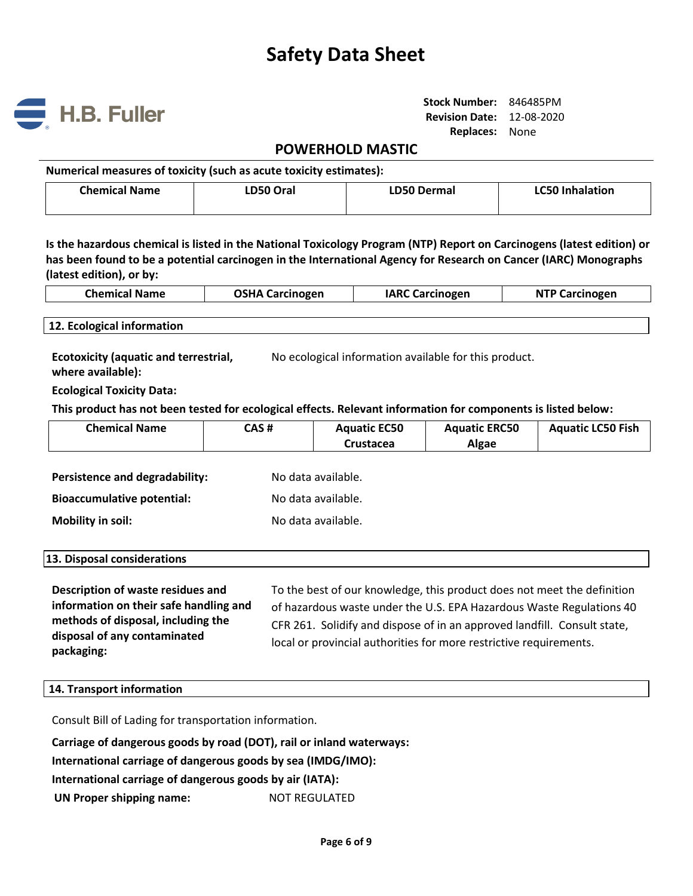**Numerical measures of toxicity (such as acute toxicity estimates):**

| Chemical Name | LD50 Oral | LD50 Dermal | LC50 Inhalation |
|---|---|---|---|

**Is the hazardous chemical is listed in the National Toxicology Program (NTP) Report on Carcinogens (latest edition) or has been found to be a potential carcinogen in the International Agency for Research on Cancer (IARC) Monographs (latest edition), or by:**

| Chemical Name | OSHA Carcinogen | IARC Carcinogen | NTP Carcinogen |
|---|---|---|---|

## 12. Ecological information

**Ecotoxicity (aquatic and terrestrial, where available):** No ecological information available for this product.

**Ecological Toxicity Data:**

**This product has not been tested for ecological effects. Relevant information for components is listed below:**

| Chemical Name | CAS # | Aquatic EC50 Crustacea | Aquatic ERC50 Algae | Aquatic LC50 Fish |
|---|---|---|---|---|

**Persistence and degradability:** No data available.

**Bioaccumulative potential:** No data available.

**Mobility in soil:** No data available.

## 13. Disposal considerations

**Description of waste residues and information on their safe handling and methods of disposal, including the disposal of any contaminated packaging:** To the best of our knowledge, this product does not meet the definition of hazardous waste under the U.S. EPA Hazardous Waste Regulations 40 CFR 261. Solidify and dispose of in an approved landfill. Consult state, local or provincial authorities for more restrictive requirements.

## 14. Transport information

Consult Bill of Lading for transportation information.

**Carriage of dangerous goods by road (DOT), rail or inland waterways:**

**International carriage of dangerous goods by sea (IMDG/IMO):**

**International carriage of dangerous goods by air (IATA):**

**UN Proper shipping name:** NOT REGULATED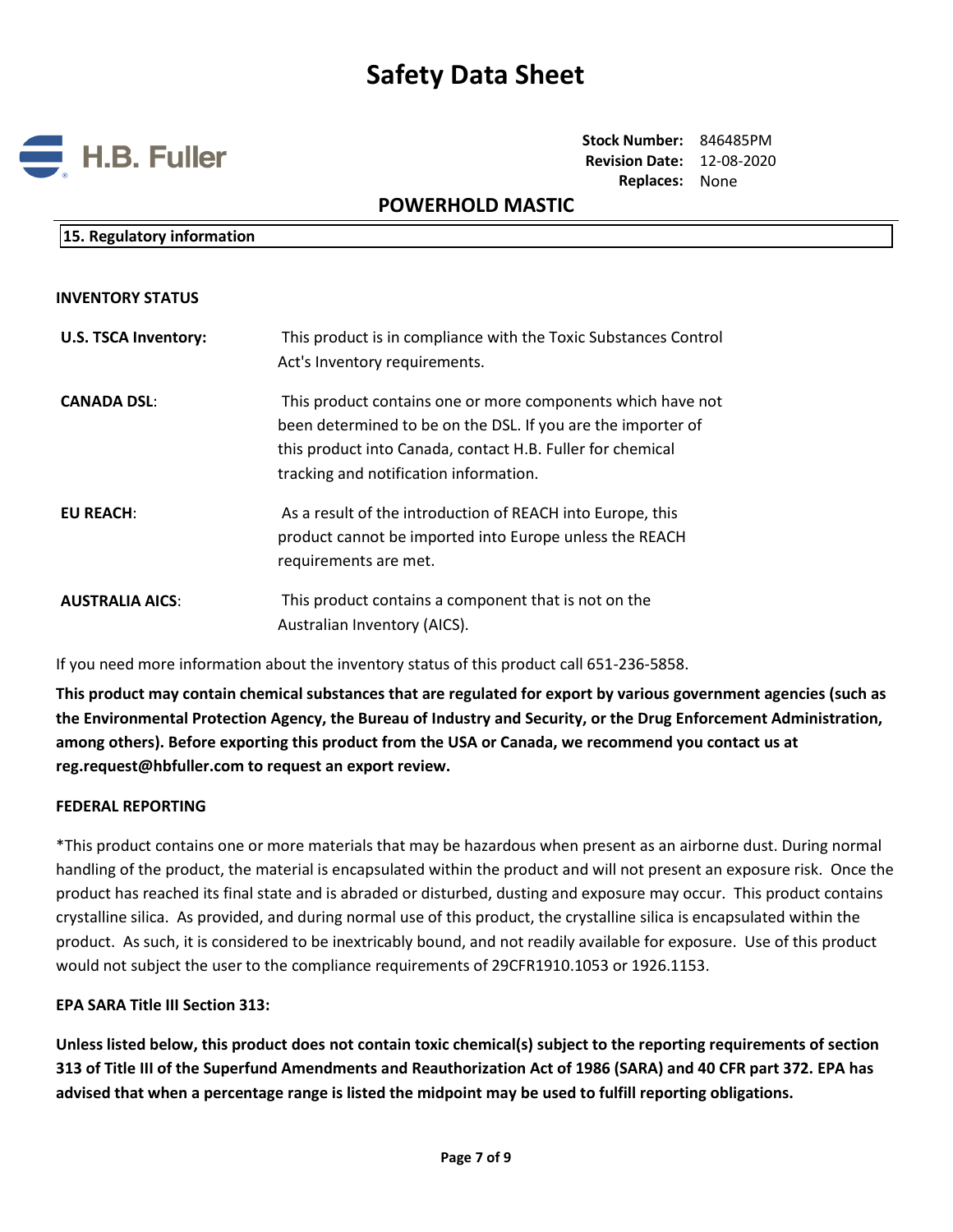# Safety Data Sheet

**Stock Number:** 846485PM
**Revision Date:** 12-08-2020
**Replaces:** None

## POWERHOLD MASTIC

### 15. Regulatory information

**INVENTORY STATUS**

| | |
|---|---|
| **U.S. TSCA Inventory:** | This product is in compliance with the Toxic Substances Control Act's Inventory requirements. |
| **CANADA DSL**: | This product contains one or more components which have not been determined to be on the DSL. If you are the importer of this product into Canada, contact H.B. Fuller for chemical tracking and notification information. |
| **EU REACH**: | As a result of the introduction of REACH into Europe, this product cannot be imported into Europe unless the REACH requirements are met. |
| **AUSTRALIA AICS**: | This product contains a component that is not on the Australian Inventory (AICS). |

If you need more information about the inventory status of this product call 651-236-5858.

**This product may contain chemical substances that are regulated for export by various government agencies (such as the Environmental Protection Agency, the Bureau of Industry and Security, or the Drug Enforcement Administration, among others). Before exporting this product from the USA or Canada, we recommend you contact us at reg.request@hbfuller.com to request an export review.**

**FEDERAL REPORTING**

*This product contains one or more materials that may be hazardous when present as an airborne dust. During normal handling of the product, the material is encapsulated within the product and will not present an exposure risk. Once the product has reached its final state and is abraded or disturbed, dusting and exposure may occur. This product contains crystalline silica. As provided, and during normal use of this product, the crystalline silica is encapsulated within the product. As such, it is considered to be inextricably bound, and not readily available for exposure. Use of this product would not subject the user to the compliance requirements of 29CFR1910.1053 or 1926.1153.

**EPA SARA Title III Section 313:**

**Unless listed below, this product does not contain toxic chemical(s) subject to the reporting requirements of section 313 of Title III of the Superfund Amendments and Reauthorization Act of 1986 (SARA) and 40 CFR part 372. EPA has advised that when a percentage range is listed the midpoint may be used to fulfill reporting obligations.**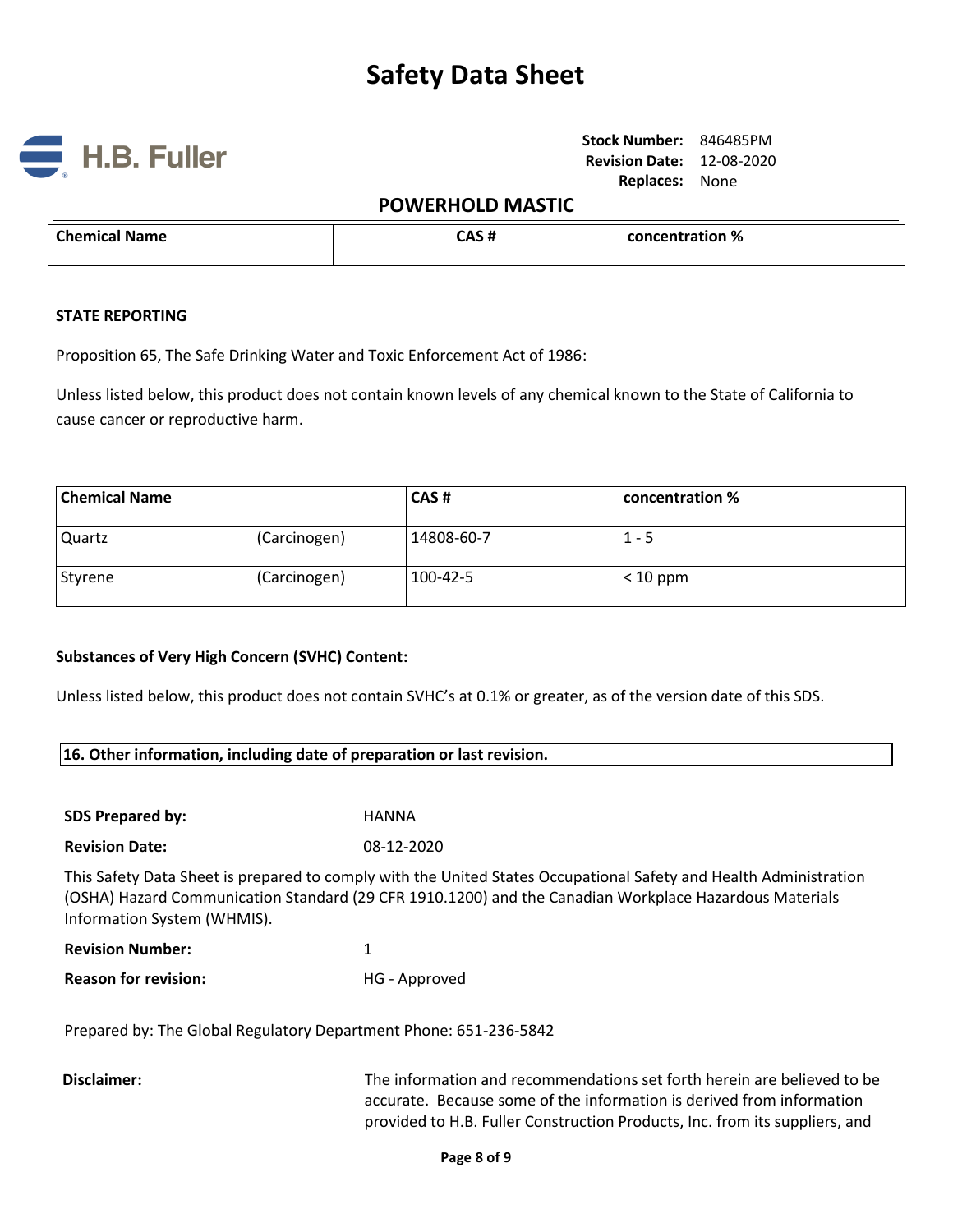| Chemical Name | CAS # | concentration % |
|---|---|---|

**STATE REPORTING**

Proposition 65, The Safe Drinking Water and Toxic Enforcement Act of 1986:

Unless listed below, this product does not contain known levels of any chemical known to the State of California to cause cancer or reproductive harm.

| Chemical Name | | CAS # | concentration % |
|---|---|---|---|
| Quartz | (Carcinogen) | 14808-60-7 | 1 - 5 |
| Styrene | (Carcinogen) | 100-42-5 | < 10 ppm |

**Substances of Very High Concern (SVHC) Content:**

Unless listed below, this product does not contain SVHC's at 0.1% or greater, as of the version date of this SDS.

## 16. Other information, including date of preparation or last revision.

**SDS Prepared by:** HANNA

**Revision Date:** 08-12-2020

This Safety Data Sheet is prepared to comply with the United States Occupational Safety and Health Administration (OSHA) Hazard Communication Standard (29 CFR 1910.1200) and the Canadian Workplace Hazardous Materials Information System (WHMIS).

**Revision Number:** 1

**Reason for revision:** HG - Approved

Prepared by: The Global Regulatory Department Phone: 651-236-5842

**Disclaimer:** The information and recommendations set forth herein are believed to be accurate. Because some of the information is derived from information provided to H.B. Fuller Construction Products, Inc. from its suppliers, and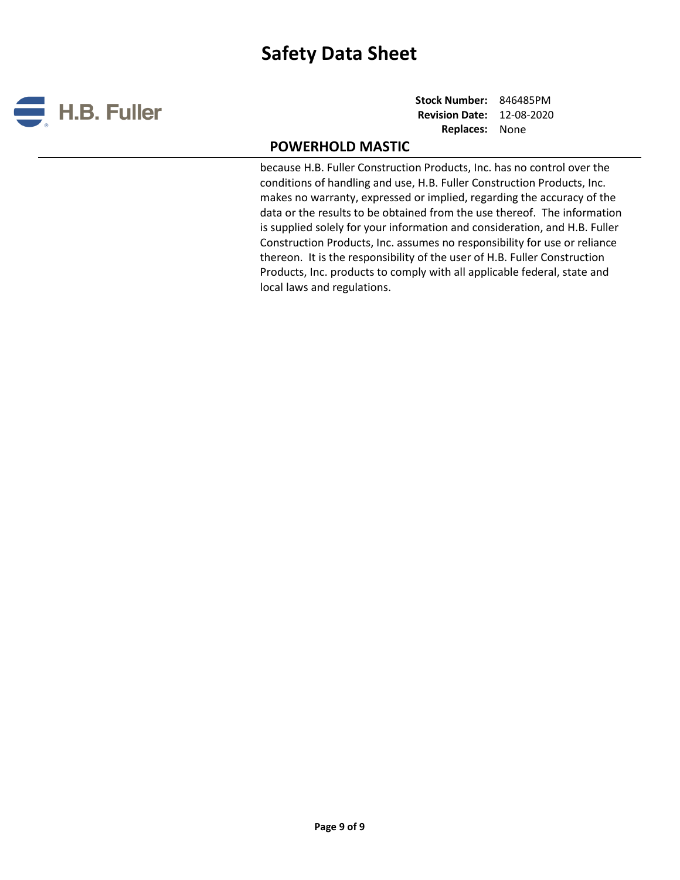because H.B. Fuller Construction Products, Inc. has no control over the conditions of handling and use, H.B. Fuller Construction Products, Inc. makes no warranty, expressed or implied, regarding the accuracy of the data or the results to be obtained from the use thereof. The information is supplied solely for your information and consideration, and H.B. Fuller Construction Products, Inc. assumes no responsibility for use or reliance thereon. It is the responsibility of the user of H.B. Fuller Construction Products, Inc. products to comply with all applicable federal, state and local laws and regulations.